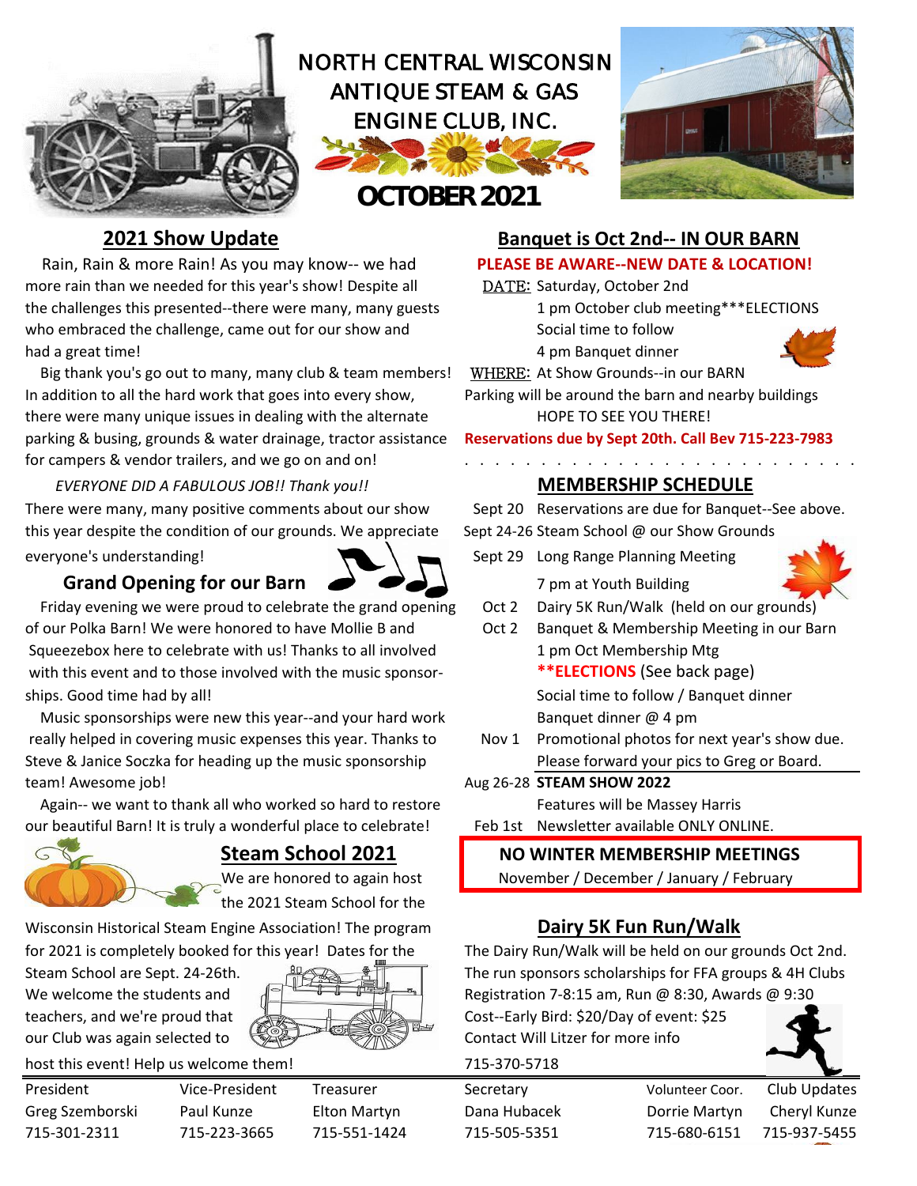# NORTH CENTRAL WISCONSIN ANTIQUE STEAM & GAS ENGINE CLUB, INC.

## OCTOBER 2021

## 2021 Show Update

Rain, Rain & more Rain! As you may know-- we had more rain than we needed for this year's show! Despite all the challenges this presented--there were many, many guests who embraced the challenge, came out for our show and had a great time!

Big thank you's go out to many, many club & team members! In addition to all the hard work that goes into every show, there were many unique issues in dealing with the alternate parking & busing, grounds & water drainage, tractor assistance for campers & vendor trailers, and we go on and on!

*EVERYONE DID A FABULOUS JOB!! Thank you!!*

There were many, many positive comments about our show this year despite the condition of our grounds. We appreciate everyone's understanding!

### Grand Opening for our Barn

Friday evening we were proud to celebrate the grand opening of our Polka Barn! We were honored to have Mollie B and Squeezebox here to celebrate with us! Thanks to all involved with this event and to those involved with the music sponsorships. Good time had by all!

Music sponsorships were new this year--and your hard work really helped in covering music expenses this year. Thanks to Steve & Janice Soczka for heading up the music sponsorship team! Awesome job!

Again-- we want to thank all who worked so hard to restore our beautiful Barn! It is truly a wonderful place to celebrate!

## Steam School 2021

We are honored to again host the 2021 Steam School for the Wisconsin Historical Steam Engine Association! The program for 2021 is completely booked for this year! Dates for the Steam School are Sept. 24-26th. We welcome the students and teachers, and we're proud that our Club was again selected to host this event! Help us welcome them!

## Banquet is Oct 2nd-- IN OUR BARN

**PLEASE BE AWARE--NEW DATE & LOCATION!**

DATE: Saturday, October 2nd
1 pm October club meeting***ELECTIONS
Social time to follow
4 pm Banquet dinner

WHERE: At Show Grounds--in our BARN

Parking will be around the barn and nearby buildings

HOPE TO SEE YOU THERE!

**Reservations due by Sept 20th. Call Bev 715-223-7983**

## MEMBERSHIP SCHEDULE

| | |
|---|---|
| Sept 20 | Reservations are due for Banquet--See above. |
| Sept 24-26 | Steam School @ our Show Grounds |
| Sept 29 | Long Range Planning Meeting<br>7 pm at Youth Building |
| Oct 2 | Dairy 5K Run/Walk (held on our grounds) |
| Oct 2 | Banquet & Membership Meeting in our Barn<br>1 pm Oct Membership Mtg<br>**ELECTIONS (See back page)<br>Social time to follow / Banquet dinner<br>Banquet dinner @ 4 pm |
| Nov 1 | Promotional photos for next year's show due.<br>Please forward your pics to Greg or Board. |
| Aug 26-28 | **STEAM SHOW 2022**<br>Features will be Massey Harris |
| Feb 1st | Newsletter available ONLY ONLINE. |

**NO WINTER MEMBERSHIP MEETINGS**
November / December / January / February

## Dairy 5K Fun Run/Walk

The Dairy Run/Walk will be held on our grounds Oct 2nd. The run sponsors scholarships for FFA groups & 4H Clubs
Registration 7-8:15 am, Run @ 8:30, Awards @ 9:30
Cost--Early Bird: $20/Day of event: $25
Contact Will Litzer for more info
715-370-5718

| President | Vice-President | Treasurer | Secretary | Volunteer Coor. | Club Updates |
|---|---|---|---|---|---|
| Greg Szemborski | Paul Kunze | Elton Martyn | Dana Hubacek | Dorrie Martyn | Cheryl Kunze |
| 715-301-2311 | 715-223-3665 | 715-551-1424 | 715-505-5351 | 715-680-6151 | 715-937-5455 |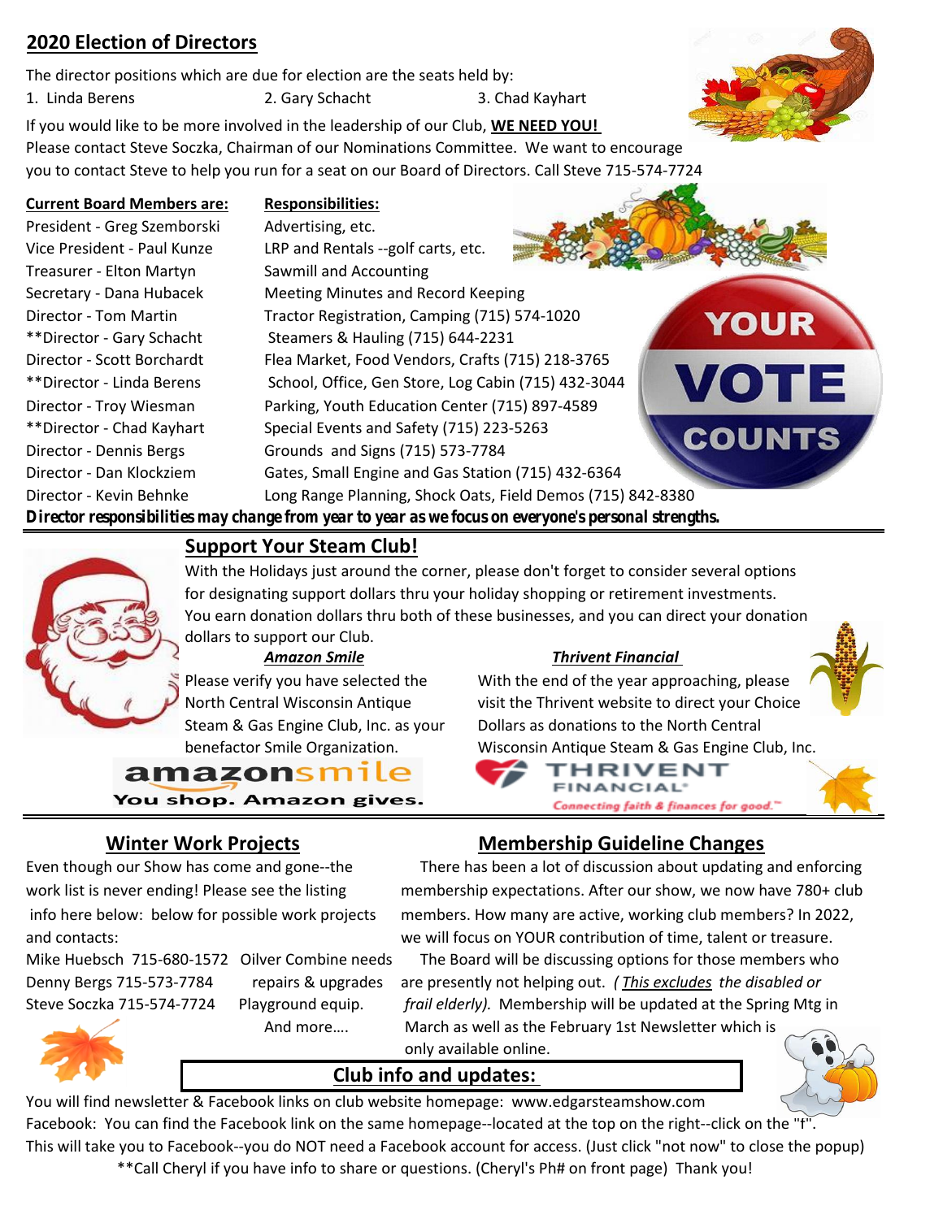## 2020 Election of Directors

The director positions which are due for election are the seats held by:

1. Linda Berens 2. Gary Schacht 3. Chad Kayhart

If you would like to be more involved in the leadership of our Club, **WE NEED YOU!** Please contact Steve Soczka, Chairman of our Nominations Committee. We want to encourage you to contact Steve to help you run for a seat on our Board of Directors. Call Steve 715-574-7724

| **Current Board Members are:** | **Responsibilities:** |
|---|---|
| President - Greg Szemborski | Advertising, etc. |
| Vice President - Paul Kunze | LRP and Rentals --golf carts, etc. |
| Treasurer - Elton Martyn | Sawmill and Accounting |
| Secretary - Dana Hubacek | Meeting Minutes and Record Keeping |
| Director - Tom Martin | Tractor Registration, Camping (715) 574-1020 |
| **Director - Gary Schacht | Steamers & Hauling (715) 644-2231 |
| Director - Scott Borchardt | Flea Market, Food Vendors, Crafts (715) 218-3765 |
| **Director - Linda Berens | School, Office, Gen Store, Log Cabin (715) 432-3044 |
| Director - Troy Wiesman | Parking, Youth Education Center (715) 897-4589 |
| **Director - Chad Kayhart | Special Events and Safety (715) 223-5263 |
| Director - Dennis Bergs | Grounds and Signs (715) 573-7784 |
| Director - Dan Klockziem | Gates, Small Engine and Gas Station (715) 432-6364 |
| Director - Kevin Behnke | Long Range Planning, Shock Oats, Field Demos (715) 842-8380 |

**Director responsibilities may change from year to year as we focus on everyone's personal strengths.**

YOUR VOTE COUNTS

## Support Your Steam Club!

With the Holidays just around the corner, please don't forget to consider several options for designating support dollars thru your holiday shopping or retirement investments. You earn donation dollars thru both of these businesses, and you can direct your donation dollars to support our Club.

***Amazon Smile***

Please verify you have selected the North Central Wisconsin Antique Steam & Gas Engine Club, Inc. as your benefactor Smile Organization.

amazonsmile
You shop. Amazon gives.

***Thrivent Financial***

With the end of the year approaching, please visit the Thrivent website to direct your Choice Dollars as donations to the North Central Wisconsin Antique Steam & Gas Engine Club, Inc.

THRIVENT FINANCIAL
Connecting faith & finances for good.

## Winter Work Projects

Even though our Show has come and gone--the work list is never ending! Please see the listing info here below: below for possible work projects and contacts:

Mike Huebsch 715-680-1572 Oilver Combine needs
Denny Bergs 715-573-7784 repairs & upgrades
Steve Soczka 715-574-7724 Playground equip.
And more….

## Membership Guideline Changes

There has been a lot of discussion about updating and enforcing membership expectations. After our show, we now have 780+ club members. How many are active, working club members? In 2022, we will focus on YOUR contribution of time, talent or treasure.

The Board will be discussing options for those members who are presently not helping out. *(This excludes the disabled or frail elderly).* Membership will be updated at the Spring Mtg in March as well as the February 1st Newsletter which is only available online.

## Club info and updates:

You will find newsletter & Facebook links on club website homepage: www.edgarsteamshow.com

Facebook: You can find the Facebook link on the same homepage--located at the top on the right--click on the "f". This will take you to Facebook--you do NOT need a Facebook account for access. (Just click "not now" to close the popup)

**Call Cheryl if you have info to share or questions. (Cheryl's Ph# on front page) Thank you!